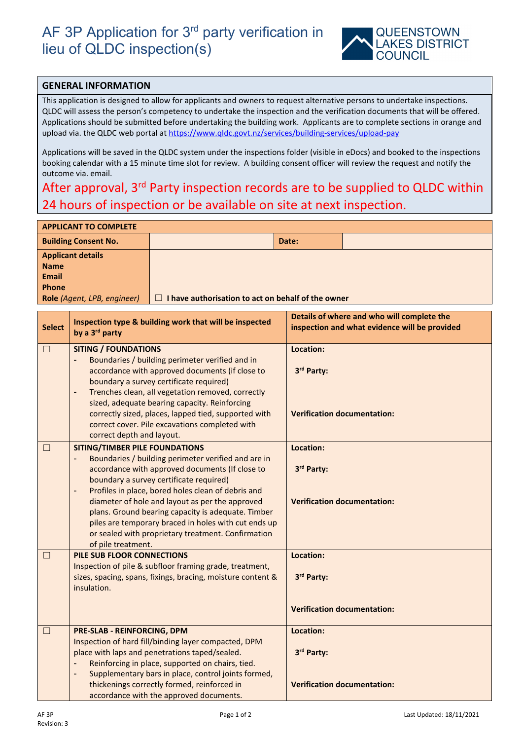# AF 3P Application for 3rd party verification in lieu of QLDC inspection(s)

QUEENSTOWN LAKES DISTRICT COUNCIL

## GENERAL INFORMATION

This application is designed to allow for applicants and owners to request alternative persons to undertake inspections. QLDC will assess the person's competency to undertake the inspection and the verification documents that will be offered. Applications should be submitted before undertaking the building work. Applicants are to complete sections in orange and upload via. the QLDC web portal at https://www.qldc.govt.nz/services/building-services/upload-pay

Applications will be saved in the QLDC system under the inspections folder (visible in eDocs) and booked to the inspections booking calendar with a 15 minute time slot for review. A building consent officer will review the request and notify the outcome via. email.

**After approval, 3rd Party inspection records are to be supplied to QLDC within 24 hours of inspection or be available on site at next inspection.**

| APPLICANT TO COMPLETE | | | |
|---|---|---|---|
| **Building Consent No.** | | **Date:** | |
| **Applicant details**<br>**Name**<br>**Email**<br>**Phone**<br>**Role** *(Agent, LPB, engineer)* | ☐ **I have authorisation to act on behalf of the owner** | | |

| Select | Inspection type & building work that will be inspected by a 3rd party | Details of where and who will complete the inspection and what evidence will be provided |
|---|---|---|
| ☐ | **SITING / FOUNDATIONS**<br>- Boundaries / building perimeter verified and in accordance with approved documents (if close to boundary a survey certificate required)<br>- Trenches clean, all vegetation removed, correctly sized, adequate bearing capacity. Reinforcing correctly sized, places, lapped tied, supported with correct cover. Pile excavations completed with correct depth and layout. | **Location:**<br>**3rd Party:**<br>**Verification documentation:** |
| ☐ | **SITING/TIMBER PILE FOUNDATIONS**<br>- Boundaries / building perimeter verified and are in accordance with approved documents (If close to boundary a survey certificate required)<br>- Profiles in place, bored holes clean of debris and diameter of hole and layout as per the approved plans. Ground bearing capacity is adequate. Timber piles are temporary braced in holes with cut ends up or sealed with proprietary treatment. Confirmation of pile treatment. | **Location:**<br>**3rd Party:**<br>**Verification documentation:** |
| ☐ | **PILE SUB FLOOR CONNECTIONS**<br>Inspection of pile & subfloor framing grade, treatment, sizes, spacing, spans, fixings, bracing, moisture content & insulation. | **Location:**<br>**3rd Party:**<br>**Verification documentation:** |
| ☐ | **PRE-SLAB - REINFORCING, DPM**<br>Inspection of hard fill/binding layer compacted, DPM place with laps and penetrations taped/sealed.<br>- Reinforcing in place, supported on chairs, tied.<br>- Supplementary bars in place, control joints formed, thickenings correctly formed, reinforced in accordance with the approved documents. | **Location:**<br>**3rd Party:**<br>**Verification documentation:** |

AF 3P
Revision: 3
Last Updated: 18/11/2021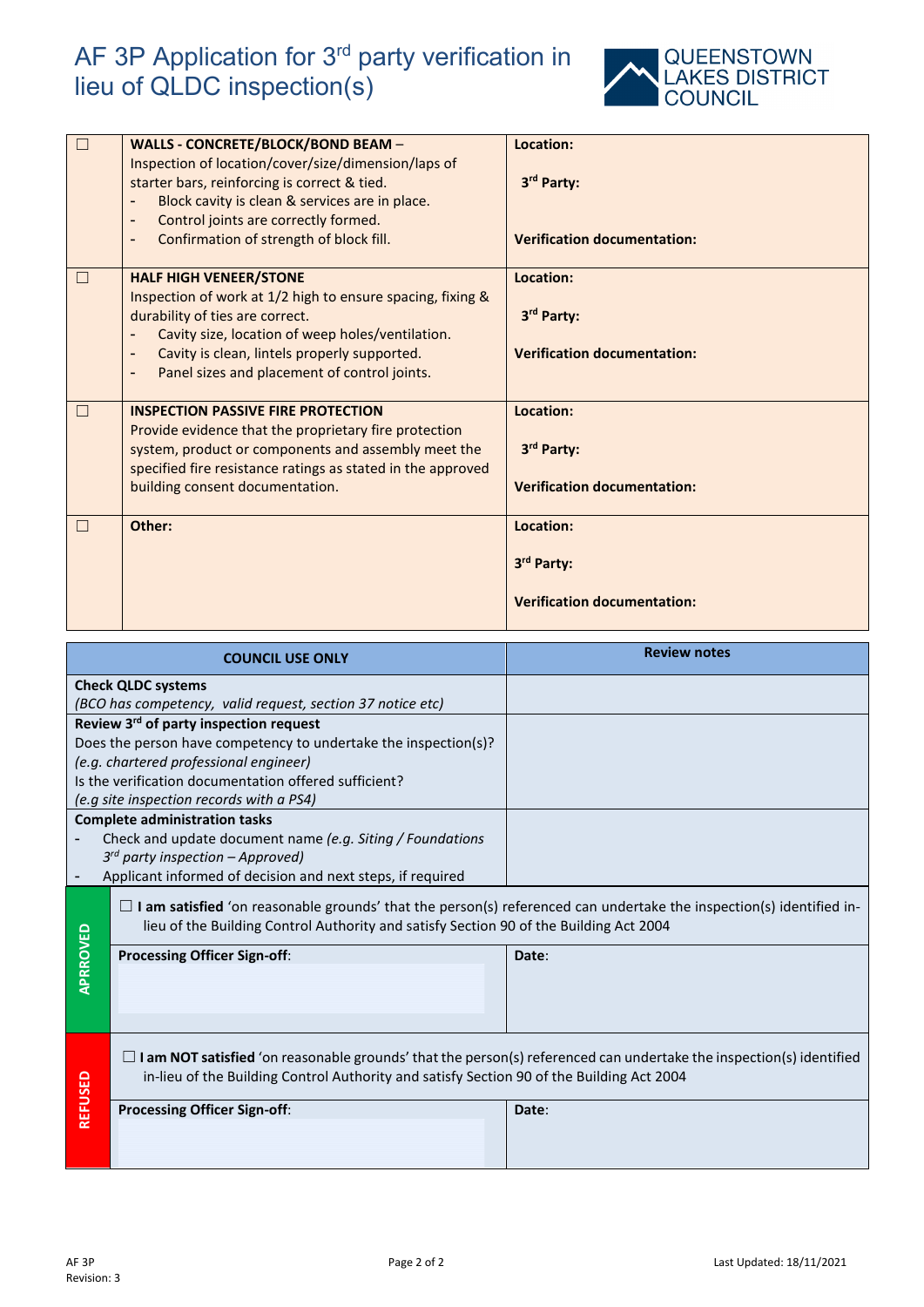# AF 3P Application for 3rd party verification in lieu of QLDC inspection(s)

QUEENSTOWN LAKES DISTRICT COUNCIL

| | | |
|---|---|---|
| ☐ | **WALLS - CONCRETE/BLOCK/BOND BEAM** – Inspection of location/cover/size/dimension/laps of starter bars, reinforcing is correct & tied.<br>- Block cavity is clean & services are in place.<br>- Control joints are correctly formed.<br>- Confirmation of strength of block fill. | **Location:**<br><br>**3rd Party:**<br><br>**Verification documentation:** |
| ☐ | **HALF HIGH VENEER/STONE**<br>Inspection of work at 1/2 high to ensure spacing, fixing & durability of ties are correct.<br>- Cavity size, location of weep holes/ventilation.<br>- Cavity is clean, lintels properly supported.<br>- Panel sizes and placement of control joints. | **Location:**<br><br>**3rd Party:**<br><br>**Verification documentation:** |
| ☐ | **INSPECTION PASSIVE FIRE PROTECTION**<br>Provide evidence that the proprietary fire protection system, product or components and assembly meet the specified fire resistance ratings as stated in the approved building consent documentation. | **Location:**<br><br>**3rd Party:**<br><br>**Verification documentation:** |
| ☐ | **Other:** | **Location:**<br><br>**3rd Party:**<br><br>**Verification documentation:** |

| COUNCIL USE ONLY | Review notes |
|---|---|
| **Check QLDC systems**<br>*(BCO has competency, valid request, section 37 notice etc)* | |
| **Review 3rd of party inspection request**<br>Does the person have competency to undertake the inspection(s)?<br>*(e.g. chartered professional engineer)*<br>Is the verification documentation offered sufficient?<br>*(e.g site inspection records with a PS4)* | |
| **Complete administration tasks**<br>- Check and update document name *(e.g. Siting / Foundations 3rd party inspection – Approved)*<br>- Applicant informed of decision and next steps, if required | |

| | | |
|---|---|---|
| **APPROVED** | ☐ **I am satisfied** 'on reasonable grounds' that the person(s) referenced can undertake the inspection(s) identified in-lieu of the Building Control Authority and satisfy Section 90 of the Building Act 2004 | |
| | **Processing Officer Sign-off**: | **Date**: |
| **REFUSED** | ☐ **I am NOT satisfied** 'on reasonable grounds' that the person(s) referenced can undertake the inspection(s) identified in-lieu of the Building Control Authority and satisfy Section 90 of the Building Act 2004 | |
| | **Processing Officer Sign-off**: | **Date**: |

AF 3P
Revision: 3

Last Updated: 18/11/2021